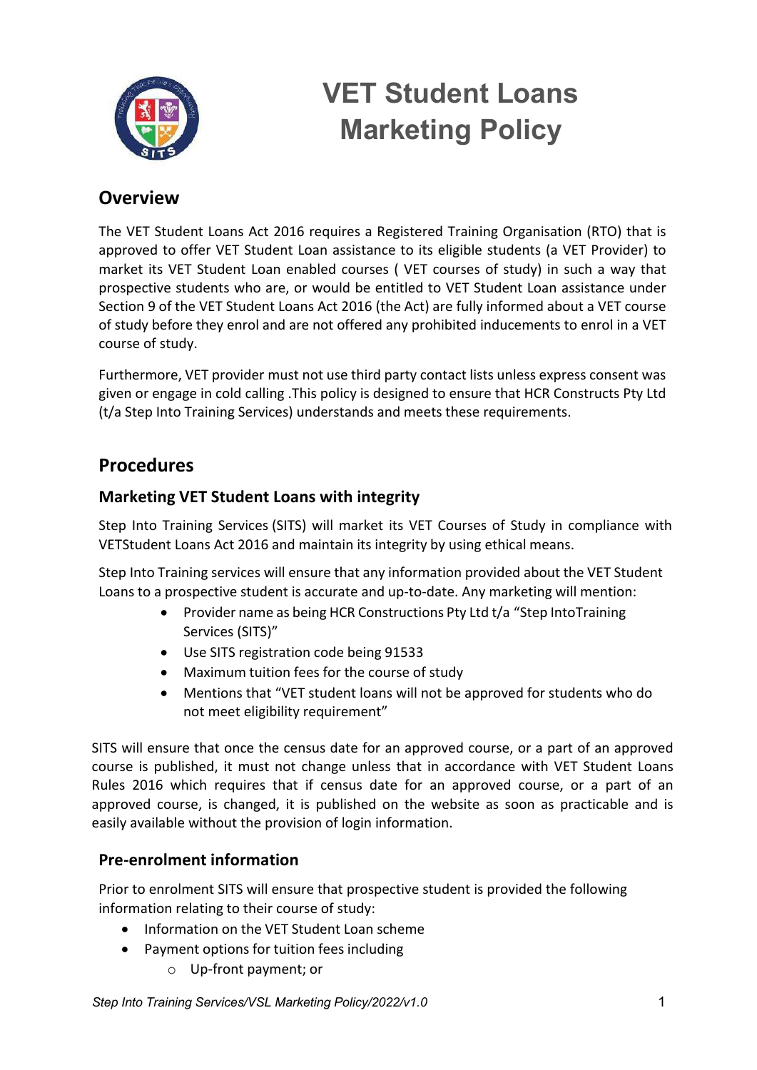# VET Student Loans Marketing Policy

## Overview

The VET Student Loans Act 2016 requires a Registered Training Organisation (RTO) that is approved to offer VET Student Loan assistance to its eligible students (a VET Provider) to market its VET Student Loan enabled courses ( VET courses of study) in such a way that prospective students who are, or would be entitled to VET Student Loan assistance under Section 9 of the VET Student Loans Act 2016 (the Act) are fully informed about a VET course of study before they enrol and are not offered any prohibited inducements to enrol in a VET course of study.

Furthermore, VET provider must not use third party contact lists unless express consent was given or engage in cold calling .This policy is designed to ensure that HCR Constructs Pty Ltd (t/a Step Into Training Services) understands and meets these requirements.

## Procedures

### Marketing VET Student Loans with integrity

Step Into Training Services (SITS) will market its VET Courses of Study in compliance with VETStudent Loans Act 2016 and maintain its integrity by using ethical means.

Step Into Training services will ensure that any information provided about the VET Student Loans to a prospective student is accurate and up-to-date. Any marketing will mention:

- Provider name as being HCR Constructions Pty Ltd t/a “Step IntoTraining Services (SITS)”
- Use SITS registration code being 91533
- Maximum tuition fees for the course of study
- Mentions that “VET student loans will not be approved for students who do not meet eligibility requirement”

SITS will ensure that once the census date for an approved course, or a part of an approved course is published, it must not change unless that in accordance with VET Student Loans Rules 2016 which requires that if census date for an approved course, or a part of an approved course, is changed, it is published on the website as soon as practicable and is easily available without the provision of login information.

### Pre-enrolment information

Prior to enrolment SITS will ensure that prospective student is provided the following information relating to their course of study:

- Information on the VET Student Loan scheme
- Payment options for tuition fees including
  - Up-front payment; or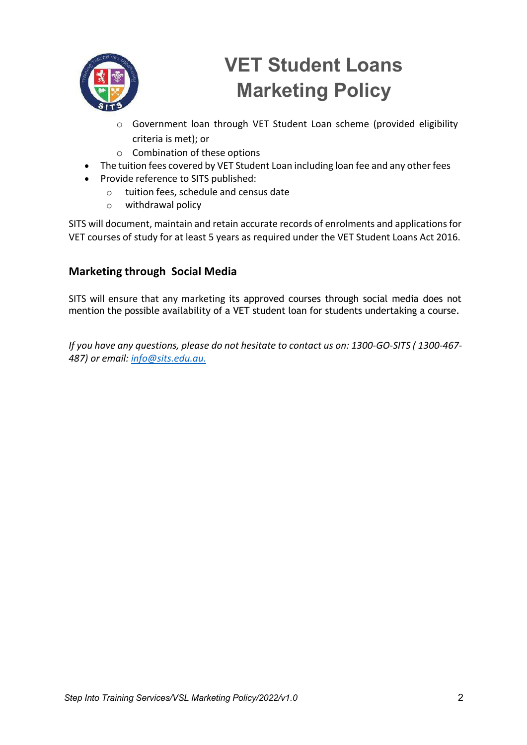# VET Student Loans Marketing Policy

- Government loan through VET Student Loan scheme (provided eligibility criteria is met); or
- Combination of these options

- The tuition fees covered by VET Student Loan including loan fee and any other fees
- Provide reference to SITS published:
  - tuition fees, schedule and census date
  - withdrawal policy

SITS will document, maintain and retain accurate records of enrolments and applications for VET courses of study for at least 5 years as required under the VET Student Loans Act 2016.

## Marketing through Social Media

SITS will ensure that any marketing its approved courses through social media does not mention the possible availability of a VET student loan for students undertaking a course.

*If you have any questions, please do not hesitate to contact us on: 1300-GO-SITS ( 1300-467-487) or email: [info@sits.edu.au.](mailto:info@sits.edu.au)*